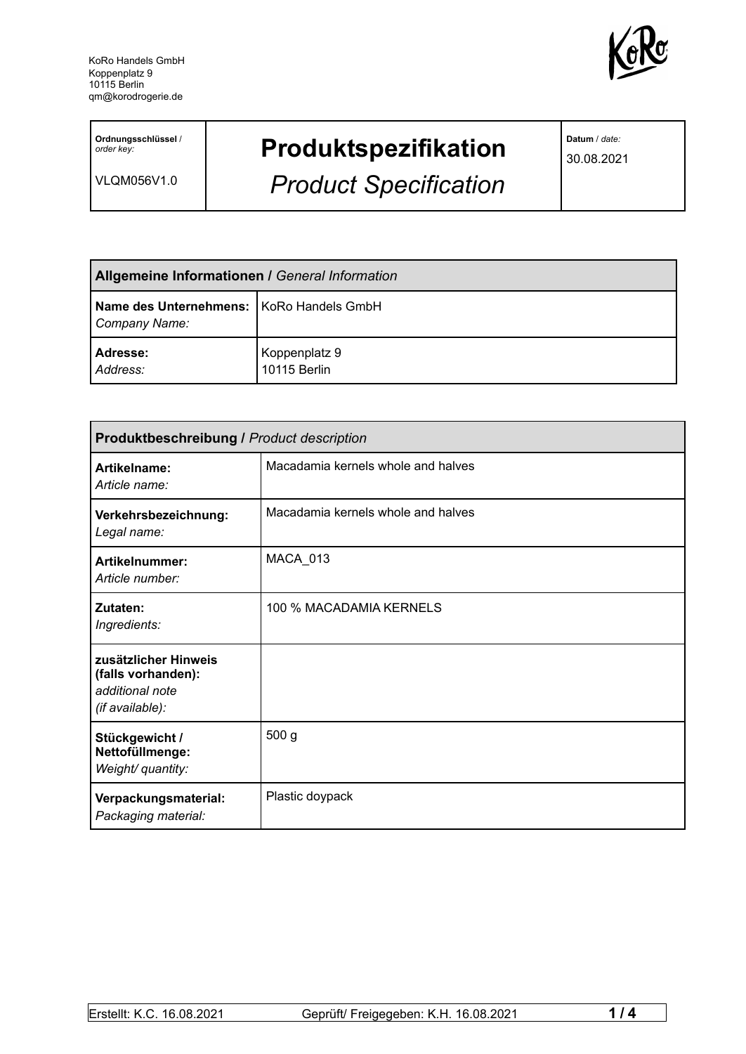KoRo Handels GmbH
Koppenplatz 9
10115 Berlin
qm@korodrogerie.de

| **Ordnungsschlüssel** / *order key:* VLQM056V1.0 | **Produktspezifikation** *Product Specification* | **Datum** / *date:* 30.08.2021 |
|---|---|---|

| **Allgemeine Informationen /** *General Information* | |
|---|---|
| **Name des Unternehmens:** *Company Name:* | KoRo Handels GmbH |
| **Adresse:** *Address:* | Koppenplatz 9 10115 Berlin |

| **Produktbeschreibung /** *Product description* | |
|---|---|
| **Artikelname:** *Article name:* | Macadamia kernels whole and halves |
| **Verkehrsbezeichnung:** *Legal name:* | Macadamia kernels whole and halves |
| **Artikelnummer:** *Article number:* | MACA_013 |
| **Zutaten:** *Ingredients:* | 100 % MACADAMIA KERNELS |
| **zusätzlicher Hinweis (falls vorhanden):** *additional note (if available):* | |
| **Stückgewicht / Nettofüllmenge:** *Weight/ quantity:* | 500 g |
| **Verpackungsmaterial:** *Packaging material:* | Plastic doypack |

Erstellt: K.C. 16.08.2021 | Geprüft/ Freigegeben: K.H. 16.08.2021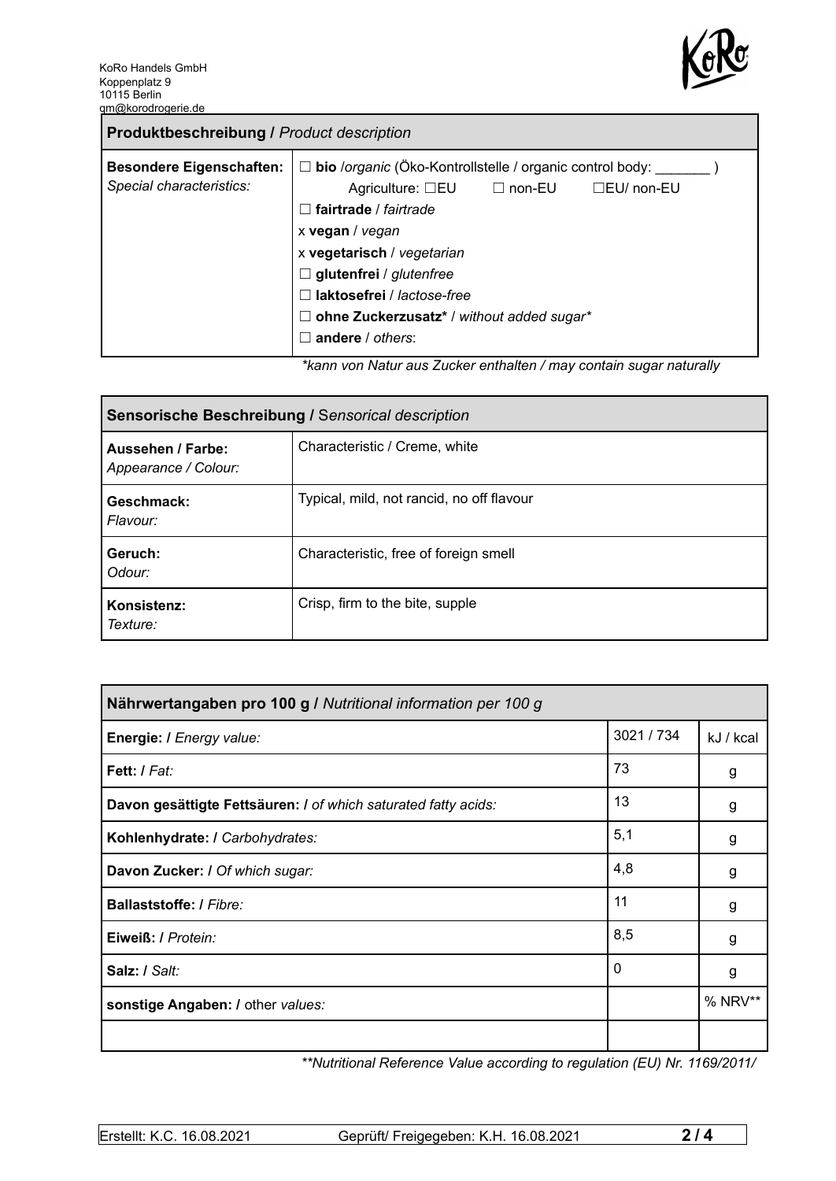KoRo Handels GmbH
Koppenplatz 9
10115 Berlin
qm@korodrogerie.de

| **Produktbeschreibung /** *Product description* | |
|---|---|
| **Besondere Eigenschaften:** *Special characteristics:* | ☐ **bio** /*organic* (Öko-Kontrollstelle / organic control body: _______ ) Agriculture: ☐EU ☐ non-EU ☐EU/ non-EU<br>☐ **fairtrade** / *fairtrade*<br>x **vegan** / *vegan*<br>x **vegetarisch** / *vegetarian*<br>☐ **glutenfrei** / *glutenfree*<br>☐ **laktosefrei** / *lactose-free*<br>☐ **ohne Zuckerzusatz*** / *without added sugar**<br>☐ **andere** / *others*: |

*\*kann von Natur aus Zucker enthalten / may contain sugar naturally*

| **Sensorische Beschreibung /** *Sensorical description* | |
|---|---|
| **Aussehen / Farbe:** *Appearance / Colour:* | Characteristic / Creme, white |
| **Geschmack:** *Flavour:* | Typical, mild, not rancid, no off flavour |
| **Geruch:** *Odour:* | Characteristic, free of foreign smell |
| **Konsistenz:** *Texture:* | Crisp, firm to the bite, supple |

| **Nährwertangaben pro 100 g /** *Nutritional information per 100 g* | | |
|---|---|---|
| **Energie: /** *Energy value:* | 3021 / 734 | kJ / kcal |
| **Fett: /** *Fat:* | 73 | g |
| **Davon gesättigte Fettsäuren: /** *of which saturated fatty acids:* | 13 | g |
| **Kohlenhydrate: /** *Carbohydrates:* | 5,1 | g |
| **Davon Zucker: /** *Of which sugar:* | 4,8 | g |
| **Ballaststoffe: /** *Fibre:* | 11 | g |
| **Eiweiß: /** *Protein:* | 8,5 | g |
| **Salz: /** *Salt:* | 0 | g |
| **sonstige Angaben: /** other *values:* | | % NRV** |
| | | |

*\*\*Nutritional Reference Value according to regulation (EU) Nr. 1169/2011/*

Erstellt: K.C. 16.08.2021 | Geprüft/ Freigegeben: K.H. 16.08.2021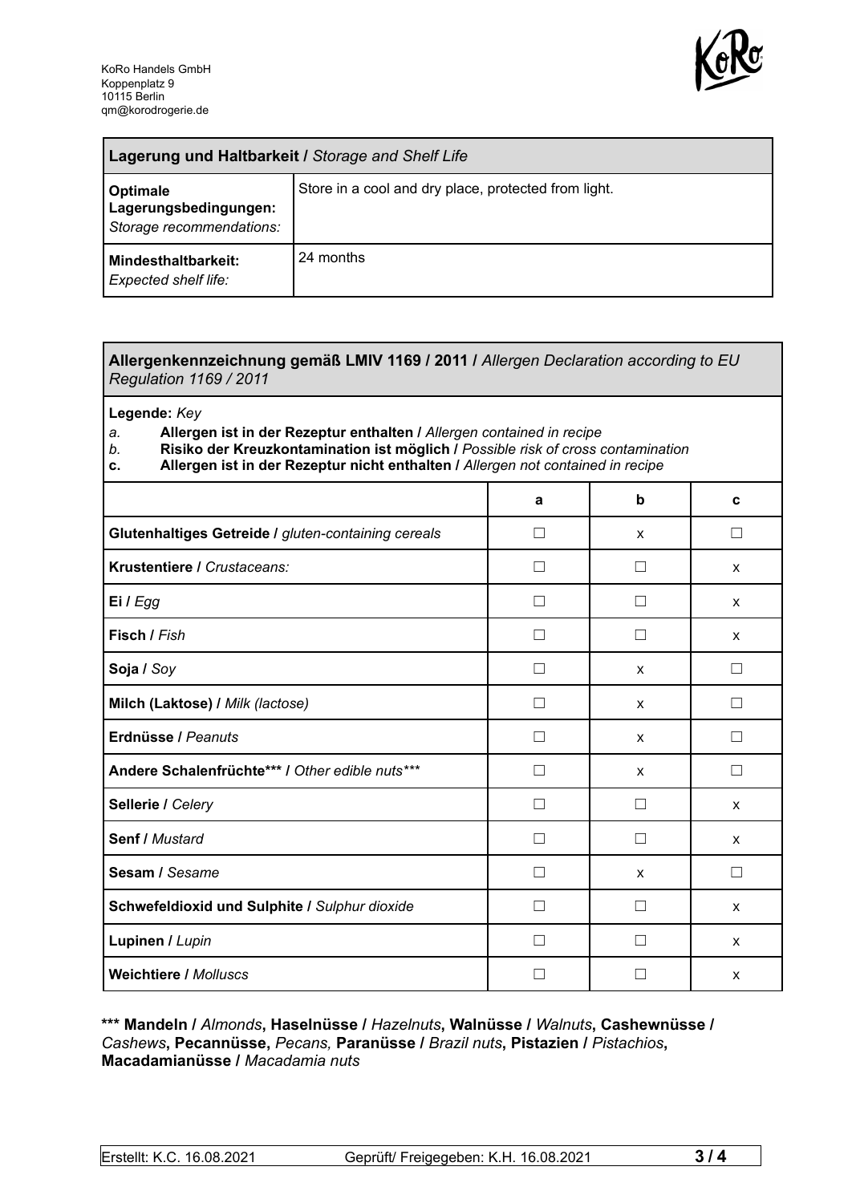KoRo Handels GmbH
Koppenplatz 9
10115 Berlin
qm@korodrogerie.de

| **Lagerung und Haltbarkeit /** *Storage and Shelf Life* | |
|---|---|
| **Optimale Lagerungsbedingungen:** *Storage recommendations:* | Store in a cool and dry place, protected from light. |
| **Mindesthaltbarkeit:** *Expected shelf life:* | 24 months |

**Allergenkennzeichnung gemäß LMIV 1169 / 2011 /** *Allergen Declaration according to EU Regulation 1169 / 2011*

**Legende:** *Key*

*a.* **Allergen ist in der Rezeptur enthalten /** *Allergen contained in recipe*
*b.* **Risiko der Kreuzkontamination ist möglich /** *Possible risk of cross contamination*
**c.** **Allergen ist in der Rezeptur nicht enthalten /** *Allergen not contained in recipe*

| | a | b | c |
|---|---|---|---|
| **Glutenhaltiges Getreide /** *gluten-containing cereals* | ☐ | x | ☐ |
| **Krustentiere /** *Crustaceans:* | ☐ | ☐ | x |
| **Ei /** *Egg* | ☐ | ☐ | x |
| **Fisch /** *Fish* | ☐ | ☐ | x |
| **Soja /** *Soy* | ☐ | x | ☐ |
| **Milch (Laktose) /** *Milk (lactose)* | ☐ | x | ☐ |
| **Erdnüsse /** *Peanuts* | ☐ | x | ☐ |
| **Andere Schalenfrüchte*** /** *Other edible nuts**** | ☐ | x | ☐ |
| **Sellerie /** *Celery* | ☐ | ☐ | x |
| **Senf /** *Mustard* | ☐ | ☐ | x |
| **Sesam /** *Sesame* | ☐ | x | ☐ |
| **Schwefeldioxid und Sulphite /** *Sulphur dioxide* | ☐ | ☐ | x |
| **Lupinen /** *Lupin* | ☐ | ☐ | x |
| **Weichtiere /** *Molluscs* | ☐ | ☐ | x |

**\*\*\* Mandeln /** *Almonds*, **Haselnüsse /** *Hazelnuts*, **Walnüsse /** *Walnuts*, **Cashewnüsse /** *Cashews*, **Pecannüsse,** *Pecans,* **Paranüsse /** *Brazil nuts*, **Pistazien /** *Pistachios*, **Macadamianüsse /** *Macadamia nuts*

Erstellt: K.C. 16.08.2021 | Geprüft/ Freigegeben: K.H. 16.08.2021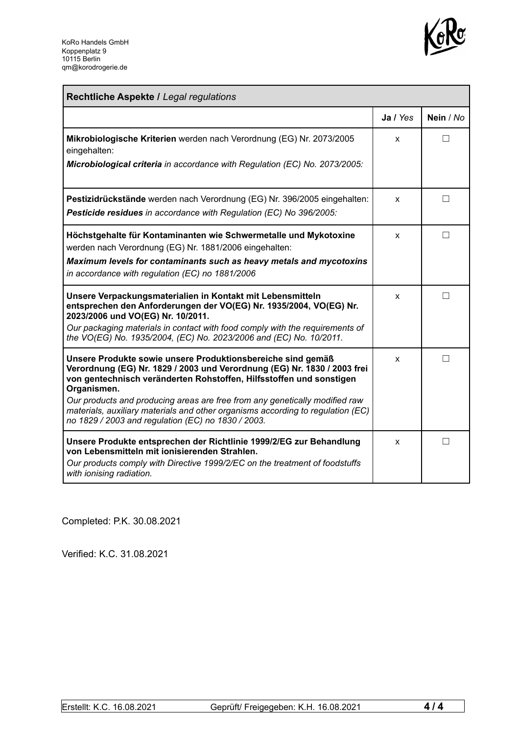KoRo Handels GmbH
Koppenplatz 9
10115 Berlin
qm@korodrogerie.de

| **Rechtliche Aspekte /** *Legal regulations* | | |
|---|---|---|
| | **Ja /** *Yes* | **Nein** / *No* |
| **Mikrobiologische Kriterien** werden nach Verordnung (EG) Nr. 2073/2005 eingehalten: ***Microbiological criteria*** *in accordance with Regulation (EC) No. 2073/2005:* | x | ☐ |
| **Pestizidrückstände** werden nach Verordnung (EG) Nr. 396/2005 eingehalten: ***Pesticide residues*** *in accordance with Regulation (EC) No 396/2005:* | x | ☐ |
| **Höchstgehalte für Kontaminanten wie Schwermetalle und Mykotoxine** werden nach Verordnung (EG) Nr. 1881/2006 eingehalten: ***Maximum levels for contaminants such as heavy metals and mycotoxins*** *in accordance with regulation (EC) no 1881/2006* | x | ☐ |
| **Unsere Verpackungsmaterialien in Kontakt mit Lebensmitteln entsprechen den Anforderungen der VO(EG) Nr. 1935/2004, VO(EG) Nr. 2023/2006 und VO(EG) Nr. 10/2011.** *Our packaging materials in contact with food comply with the requirements of the VO(EG) No. 1935/2004, (EC) No. 2023/2006 and (EC) No. 10/2011.* | x | ☐ |
| **Unsere Produkte sowie unsere Produktionsbereiche sind gemäß Verordnung (EG) Nr. 1829 / 2003 und Verordnung (EG) Nr. 1830 / 2003 frei von gentechnisch veränderten Rohstoffen, Hilfsstoffen und sonstigen Organismen.** *Our products and producing areas are free from any genetically modified raw materials, auxiliary materials and other organisms according to regulation (EC) no 1829 / 2003 and regulation (EC) no 1830 / 2003.* | x | ☐ |
| **Unsere Produkte entsprechen der Richtlinie 1999/2/EG zur Behandlung von Lebensmitteln mit ionisierenden Strahlen.** *Our products comply with Directive 1999/2/EC on the treatment of foodstuffs with ionising radiation.* | x | ☐ |

Completed: P.K. 30.08.2021

Verified: K.C. 31.08.2021

Erstellt: K.C. 16.08.2021 | Geprüft/ Freigegeben: K.H. 16.08.2021